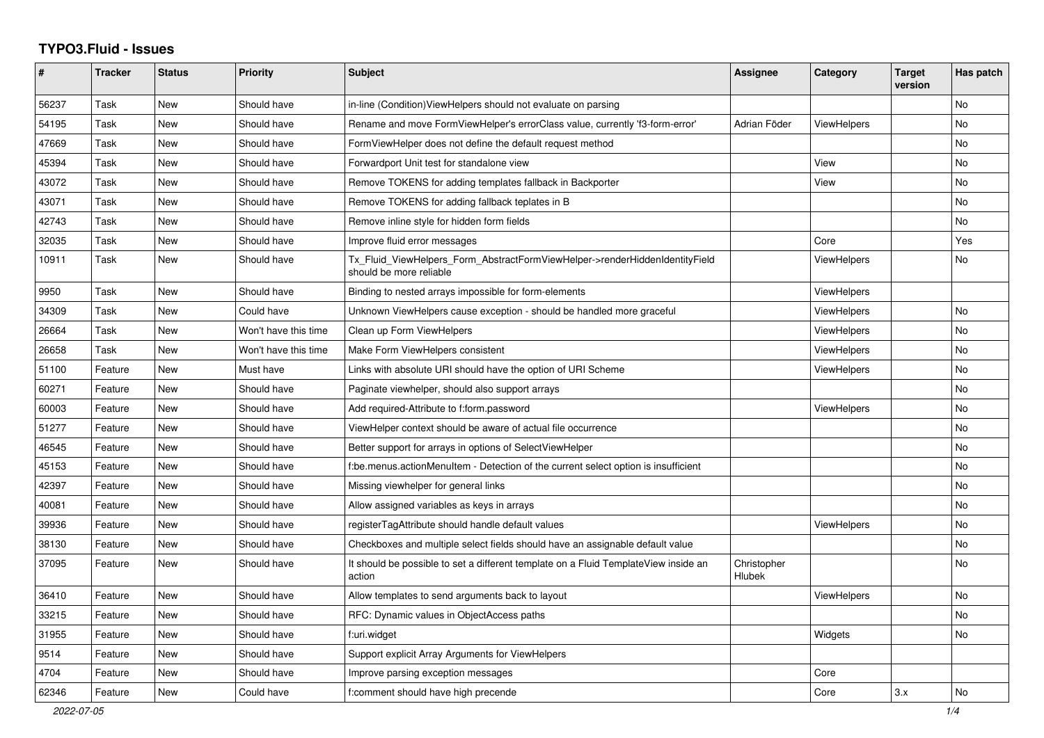# TYPO3.Fluid - Issues

| # | Tracker | Status | Priority | Subject | Assignee | Category | Target version | Has patch |
|---|---|---|---|---|---|---|---|---|
| 56237 | Task | New | Should have | in-line (Condition)ViewHelpers should not evaluate on parsing | | | | No |
| 54195 | Task | New | Should have | Rename and move FormViewHelper's errorClass value, currently 'f3-form-error' | Adrian Föder | ViewHelpers | | No |
| 47669 | Task | New | Should have | FormViewHelper does not define the default request method | | | | No |
| 45394 | Task | New | Should have | Forwardport Unit test for standalone view | | View | | No |
| 43072 | Task | New | Should have | Remove TOKENS for adding templates fallback in Backporter | | View | | No |
| 43071 | Task | New | Should have | Remove TOKENS for adding fallback teplates in B | | | | No |
| 42743 | Task | New | Should have | Remove inline style for hidden form fields | | | | No |
| 32035 | Task | New | Should have | Improve fluid error messages | | Core | | Yes |
| 10911 | Task | New | Should have | Tx_Fluid_ViewHelpers_Form_AbstractFormViewHelper->renderHiddenIdentityField should be more reliable | | ViewHelpers | | No |
| 9950 | Task | New | Should have | Binding to nested arrays impossible for form-elements | | ViewHelpers | | |
| 34309 | Task | New | Could have | Unknown ViewHelpers cause exception - should be handled more graceful | | ViewHelpers | | No |
| 26664 | Task | New | Won't have this time | Clean up Form ViewHelpers | | ViewHelpers | | No |
| 26658 | Task | New | Won't have this time | Make Form ViewHelpers consistent | | ViewHelpers | | No |
| 51100 | Feature | New | Must have | Links with absolute URI should have the option of URI Scheme | | ViewHelpers | | No |
| 60271 | Feature | New | Should have | Paginate viewhelper, should also support arrays | | | | No |
| 60003 | Feature | New | Should have | Add required-Attribute to f:form.password | | ViewHelpers | | No |
| 51277 | Feature | New | Should have | ViewHelper context should be aware of actual file occurrence | | | | No |
| 46545 | Feature | New | Should have | Better support for arrays in options of SelectViewHelper | | | | No |
| 45153 | Feature | New | Should have | f:be.menus.actionMenuItem - Detection of the current select option is insufficient | | | | No |
| 42397 | Feature | New | Should have | Missing viewhelper for general links | | | | No |
| 40081 | Feature | New | Should have | Allow assigned variables as keys in arrays | | | | No |
| 39936 | Feature | New | Should have | registerTagAttribute should handle default values | | ViewHelpers | | No |
| 38130 | Feature | New | Should have | Checkboxes and multiple select fields should have an assignable default value | | | | No |
| 37095 | Feature | New | Should have | It should be possible to set a different template on a Fluid TemplateView inside an action | Christopher Hlubek | | | No |
| 36410 | Feature | New | Should have | Allow templates to send arguments back to layout | | ViewHelpers | | No |
| 33215 | Feature | New | Should have | RFC: Dynamic values in ObjectAccess paths | | | | No |
| 31955 | Feature | New | Should have | f:uri.widget | | Widgets | | No |
| 9514 | Feature | New | Should have | Support explicit Array Arguments for ViewHelpers | | | | |
| 4704 | Feature | New | Should have | Improve parsing exception messages | | Core | | |
| 62346 | Feature | New | Could have | f:comment should have high precende | | Core | 3.x | No |

2022-07-05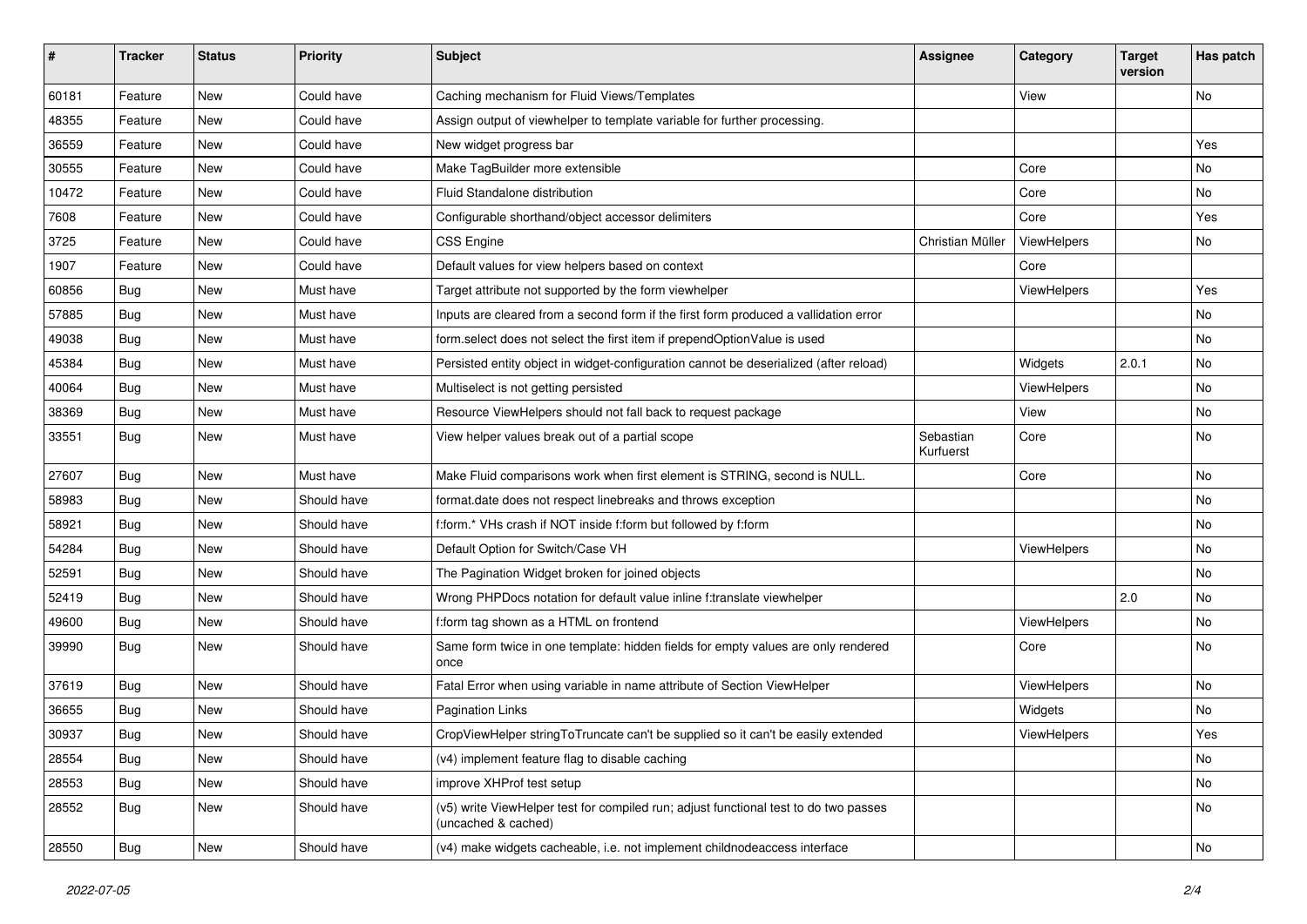| # | Tracker | Status | Priority | Subject | Assignee | Category | Target version | Has patch |
|---|---|---|---|---|---|---|---|---|
| 60181 | Feature | New | Could have | Caching mechanism for Fluid Views/Templates | | View | | No |
| 48355 | Feature | New | Could have | Assign output of viewhelper to template variable for further processing. | | | | |
| 36559 | Feature | New | Could have | New widget progress bar | | | | Yes |
| 30555 | Feature | New | Could have | Make TagBuilder more extensible | | Core | | No |
| 10472 | Feature | New | Could have | Fluid Standalone distribution | | Core | | No |
| 7608 | Feature | New | Could have | Configurable shorthand/object accessor delimiters | | Core | | Yes |
| 3725 | Feature | New | Could have | CSS Engine | Christian Müller | ViewHelpers | | No |
| 1907 | Feature | New | Could have | Default values for view helpers based on context | | Core | | |
| 60856 | Bug | New | Must have | Target attribute not supported by the form viewhelper | | ViewHelpers | | Yes |
| 57885 | Bug | New | Must have | Inputs are cleared from a second form if the first form produced a vallidation error | | | | No |
| 49038 | Bug | New | Must have | form.select does not select the first item if prependOptionValue is used | | | | No |
| 45384 | Bug | New | Must have | Persisted entity object in widget-configuration cannot be deserialized (after reload) | | Widgets | 2.0.1 | No |
| 40064 | Bug | New | Must have | Multiselect is not getting persisted | | ViewHelpers | | No |
| 38369 | Bug | New | Must have | Resource ViewHelpers should not fall back to request package | | View | | No |
| 33551 | Bug | New | Must have | View helper values break out of a partial scope | Sebastian Kurfuerst | Core | | No |
| 27607 | Bug | New | Must have | Make Fluid comparisons work when first element is STRING, second is NULL. | | Core | | No |
| 58983 | Bug | New | Should have | format.date does not respect linebreaks and throws exception | | | | No |
| 58921 | Bug | New | Should have | f:form.* VHs crash if NOT inside f:form but followed by f:form | | | | No |
| 54284 | Bug | New | Should have | Default Option for Switch/Case VH | | ViewHelpers | | No |
| 52591 | Bug | New | Should have | The Pagination Widget broken for joined objects | | | | No |
| 52419 | Bug | New | Should have | Wrong PHPDocs notation for default value inline f:translate viewhelper | | | 2.0 | No |
| 49600 | Bug | New | Should have | f:form tag shown as a HTML on frontend | | ViewHelpers | | No |
| 39990 | Bug | New | Should have | Same form twice in one template: hidden fields for empty values are only rendered once | | Core | | No |
| 37619 | Bug | New | Should have | Fatal Error when using variable in name attribute of Section ViewHelper | | ViewHelpers | | No |
| 36655 | Bug | New | Should have | Pagination Links | | Widgets | | No |
| 30937 | Bug | New | Should have | CropViewHelper stringToTruncate can't be supplied so it can't be easily extended | | ViewHelpers | | Yes |
| 28554 | Bug | New | Should have | (v4) implement feature flag to disable caching | | | | No |
| 28553 | Bug | New | Should have | improve XHProf test setup | | | | No |
| 28552 | Bug | New | Should have | (v5) write ViewHelper test for compiled run; adjust functional test to do two passes (uncached & cached) | | | | No |
| 28550 | Bug | New | Should have | (v4) make widgets cacheable, i.e. not implement childnodeaccess interface | | | | No |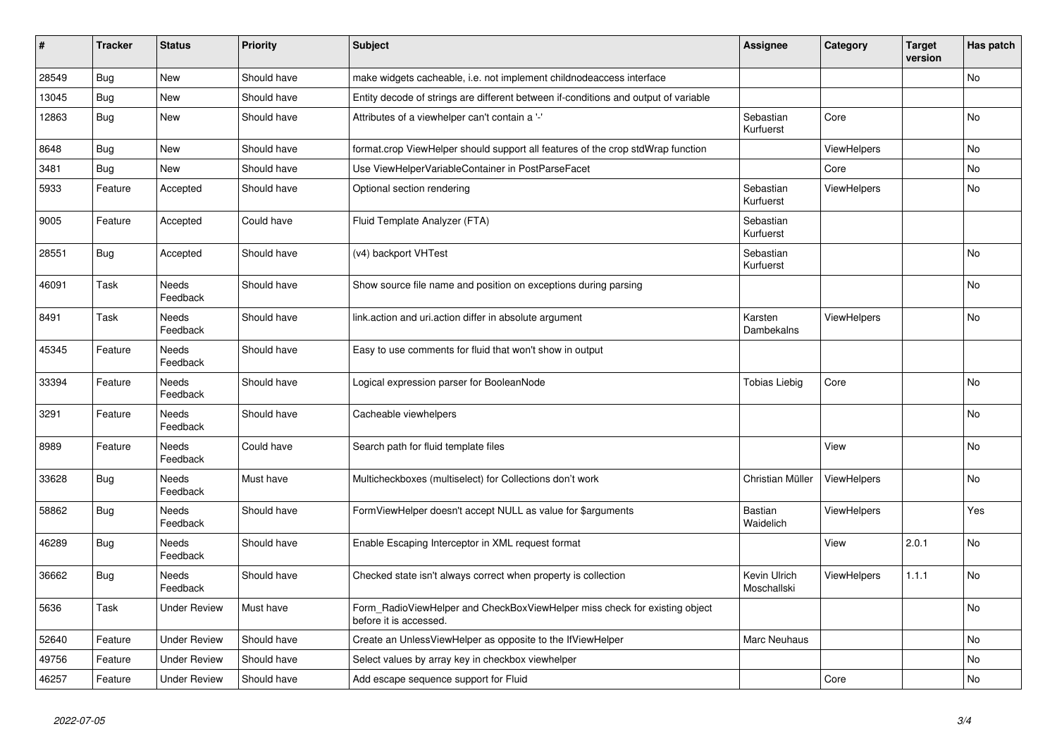| # | Tracker | Status | Priority | Subject | Assignee | Category | Target version | Has patch |
|---|---|---|---|---|---|---|---|---|
| 28549 | Bug | New | Should have | make widgets cacheable, i.e. not implement childnodeaccess interface | | | | No |
| 13045 | Bug | New | Should have | Entity decode of strings are different between if-conditions and output of variable | | | | |
| 12863 | Bug | New | Should have | Attributes of a viewhelper can't contain a '-' | Sebastian Kurfuerst | Core | | No |
| 8648 | Bug | New | Should have | format.crop ViewHelper should support all features of the crop stdWrap function | | ViewHelpers | | No |
| 3481 | Bug | New | Should have | Use ViewHelperVariableContainer in PostParseFacet | | Core | | No |
| 5933 | Feature | Accepted | Should have | Optional section rendering | Sebastian Kurfuerst | ViewHelpers | | No |
| 9005 | Feature | Accepted | Could have | Fluid Template Analyzer (FTA) | Sebastian Kurfuerst | | | |
| 28551 | Bug | Accepted | Should have | (v4) backport VHTest | Sebastian Kurfuerst | | | No |
| 46091 | Task | Needs Feedback | Should have | Show source file name and position on exceptions during parsing | | | | No |
| 8491 | Task | Needs Feedback | Should have | link.action and uri.action differ in absolute argument | Karsten Dambekalns | ViewHelpers | | No |
| 45345 | Feature | Needs Feedback | Should have | Easy to use comments for fluid that won't show in output | | | | |
| 33394 | Feature | Needs Feedback | Should have | Logical expression parser for BooleanNode | Tobias Liebig | Core | | No |
| 3291 | Feature | Needs Feedback | Should have | Cacheable viewhelpers | | | | No |
| 8989 | Feature | Needs Feedback | Could have | Search path for fluid template files | | View | | No |
| 33628 | Bug | Needs Feedback | Must have | Multicheckboxes (multiselect) for Collections don't work | Christian Müller | ViewHelpers | | No |
| 58862 | Bug | Needs Feedback | Should have | FormViewHelper doesn't accept NULL as value for $arguments | Bastian Waidelich | ViewHelpers | | Yes |
| 46289 | Bug | Needs Feedback | Should have | Enable Escaping Interceptor in XML request format | | View | 2.0.1 | No |
| 36662 | Bug | Needs Feedback | Should have | Checked state isn't always correct when property is collection | Kevin Ulrich Moschallski | ViewHelpers | 1.1.1 | No |
| 5636 | Task | Under Review | Must have | Form_RadioViewHelper and CheckBoxViewHelper miss check for existing object before it is accessed. | | | | No |
| 52640 | Feature | Under Review | Should have | Create an UnlessViewHelper as opposite to the IfViewHelper | Marc Neuhaus | | | No |
| 49756 | Feature | Under Review | Should have | Select values by array key in checkbox viewhelper | | | | No |
| 46257 | Feature | Under Review | Should have | Add escape sequence support for Fluid | | Core | | No |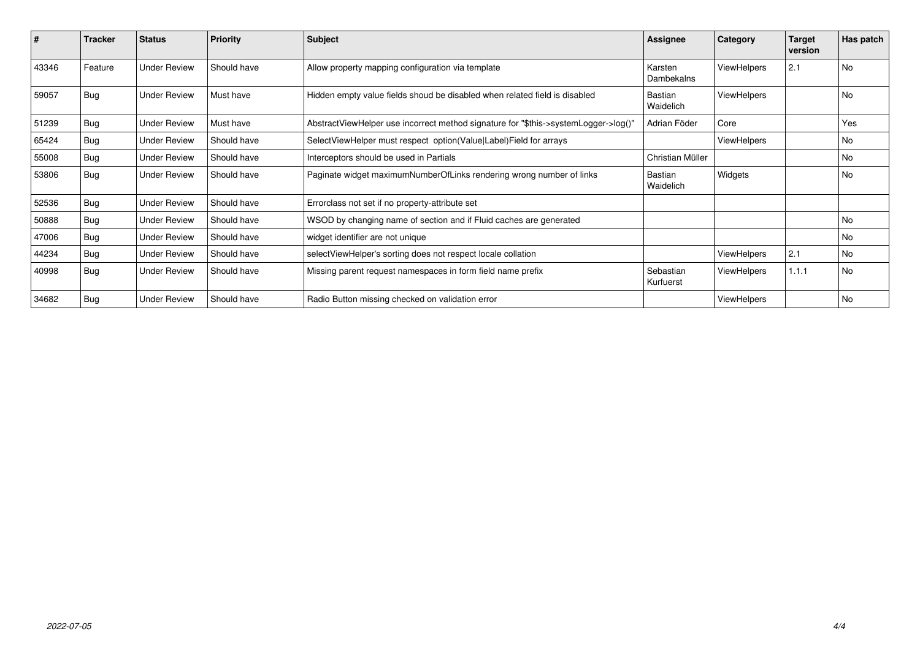| # | Tracker | Status | Priority | Subject | Assignee | Category | Target version | Has patch |
|---|---|---|---|---|---|---|---|---|
| 43346 | Feature | Under Review | Should have | Allow property mapping configuration via template | Karsten Dambekalns | ViewHelpers | 2.1 | No |
| 59057 | Bug | Under Review | Must have | Hidden empty value fields shoud be disabled when related field is disabled | Bastian Waidelich | ViewHelpers | | No |
| 51239 | Bug | Under Review | Must have | AbstractViewHelper use incorrect method signature for "$this->systemLogger->log()" | Adrian Föder | Core | | Yes |
| 65424 | Bug | Under Review | Should have | SelectViewHelper must respect option(Value\|Label)Field for arrays | | ViewHelpers | | No |
| 55008 | Bug | Under Review | Should have | Interceptors should be used in Partials | Christian Müller | | | No |
| 53806 | Bug | Under Review | Should have | Paginate widget maximumNumberOfLinks rendering wrong number of links | Bastian Waidelich | Widgets | | No |
| 52536 | Bug | Under Review | Should have | Errorclass not set if no property-attribute set | | | | |
| 50888 | Bug | Under Review | Should have | WSOD by changing name of section and if Fluid caches are generated | | | | No |
| 47006 | Bug | Under Review | Should have | widget identifier are not unique | | | | No |
| 44234 | Bug | Under Review | Should have | selectViewHelper's sorting does not respect locale collation | | ViewHelpers | 2.1 | No |
| 40998 | Bug | Under Review | Should have | Missing parent request namespaces in form field name prefix | Sebastian Kurfuerst | ViewHelpers | 1.1.1 | No |
| 34682 | Bug | Under Review | Should have | Radio Button missing checked on validation error | | ViewHelpers | | No |